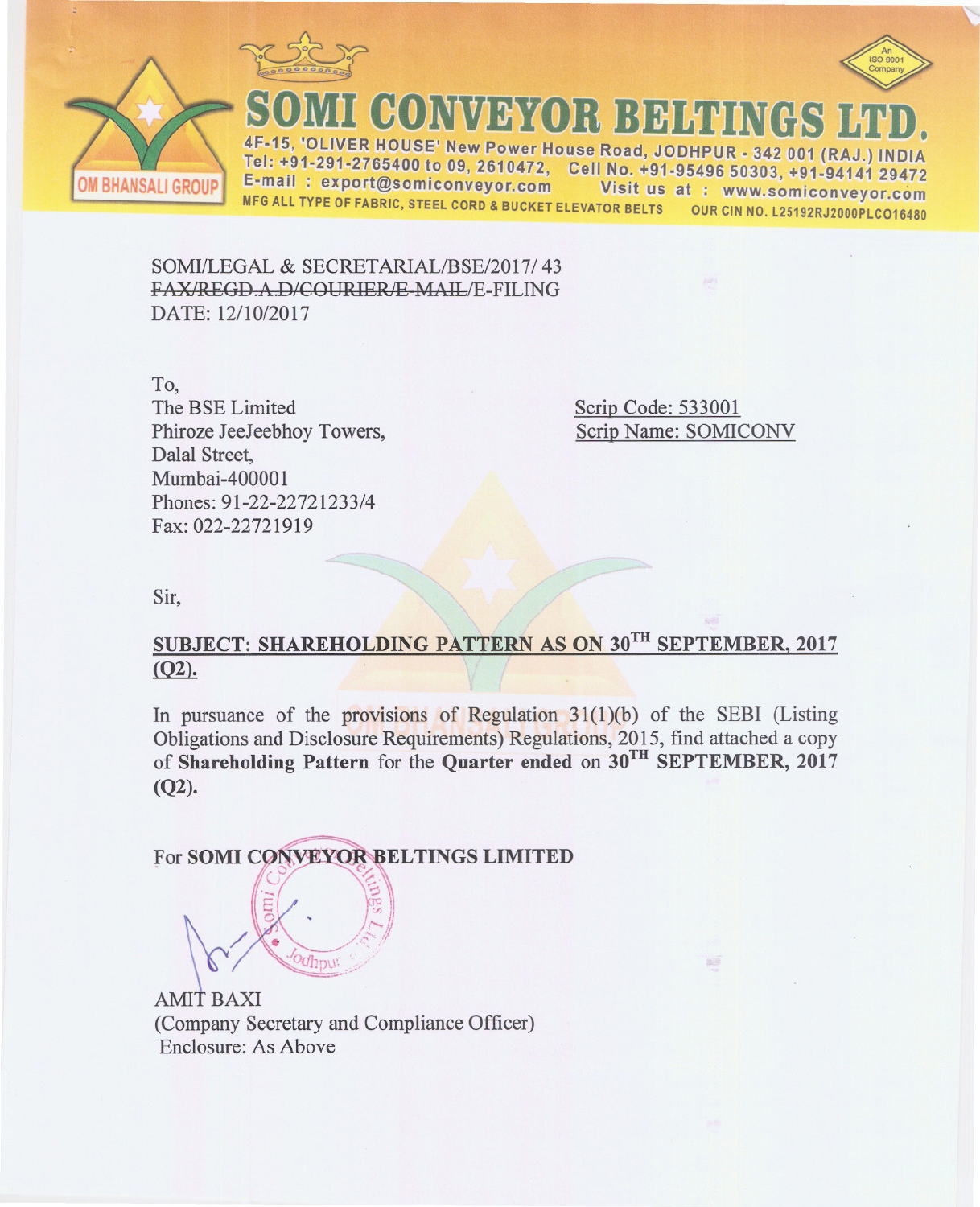# SOMI CONVEYOR BELTINGS LTD.

4F-15, 'OLIVER HOUSE' New Power House Road, JODHPUR - 342 001 (RAJ.) INDIA
Tel: +91-291-2765400 to 09, 2610472, Cell No. +91-95496 50303, +91-94141 29472
E-mail : export@somiconveyor.com Visit us at : www.somiconveyor.com
MFG ALL TYPE OF FABRIC, STEEL CORD & BUCKET ELEVATOR BELTS OUR CIN NO. L25192RJ2000PLCO16480

OM BHANSALI GROUP

An ISO 9001 Company

SOMI/LEGAL & SECRETARIAL/BSE/2017/ 43
~~FAX/REGD.A.D/COURIER/E-MAIL~~/E-FILING
DATE: 12/10/2017

To,
The BSE Limited
Phiroze JeeJeebhoy Towers,
Dalal Street,
Mumbai-400001
Phones: 91-22-22721233/4
Fax: 022-22721919

Scrip Code: 533001
Scrip Name: SOMICONV

Sir,

**SUBJECT: SHAREHOLDING PATTERN AS ON 30TH SEPTEMBER, 2017 (Q2).**

In pursuance of the provisions of Regulation 31(1)(b) of the SEBI (Listing Obligations and Disclosure Requirements) Regulations, 2015, find attached a copy of **Shareholding Pattern** for the **Quarter ended** on **30TH SEPTEMBER, 2017 (Q2).**

For **SOMI CONVEYOR BELTINGS LIMITED**

AMIT BAXI
(Company Secretary and Compliance Officer)
Enclosure: As Above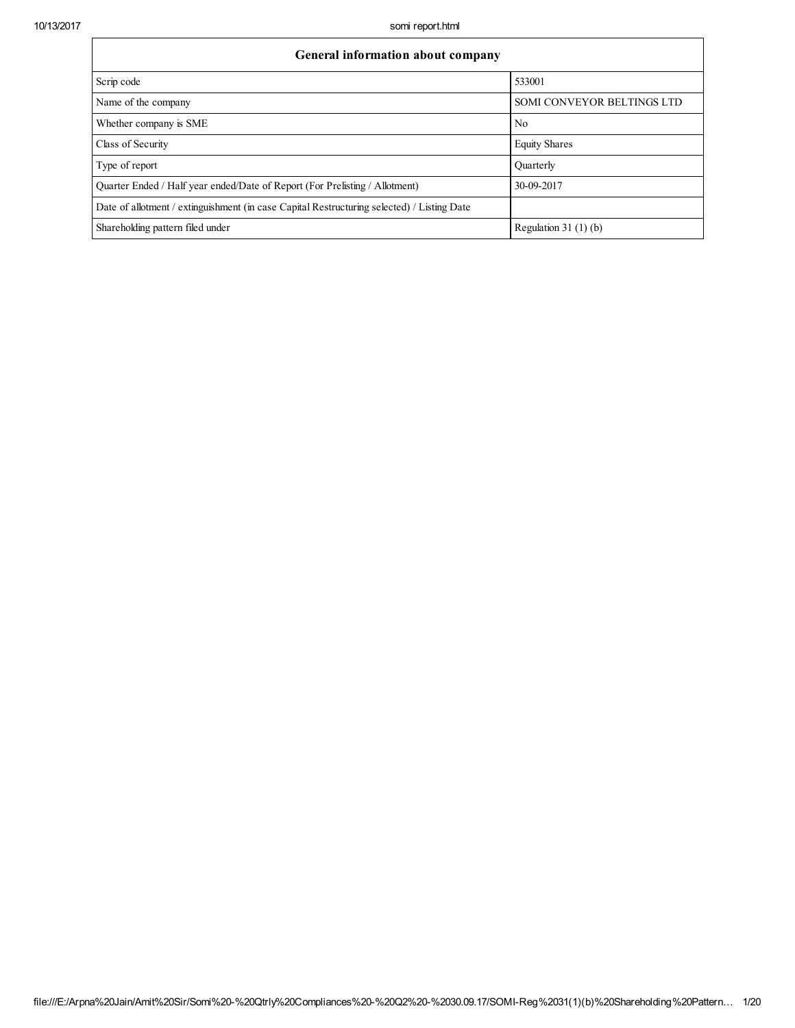| General information about company | |
| --- | --- |
| Scrip code | 533001 |
| Name of the company | SOMI CONVEYOR BELTINGS LTD |
| Whether company is SME | No |
| Class of Security | Equity Shares |
| Type of report | Quarterly |
| Quarter Ended / Half year ended/Date of Report (For Prelisting / Allotment) | 30-09-2017 |
| Date of allotment / extinguishment (in case Capital Restructuring selected) / Listing Date | |
| Shareholding pattern filed under | Regulation 31 (1) (b) |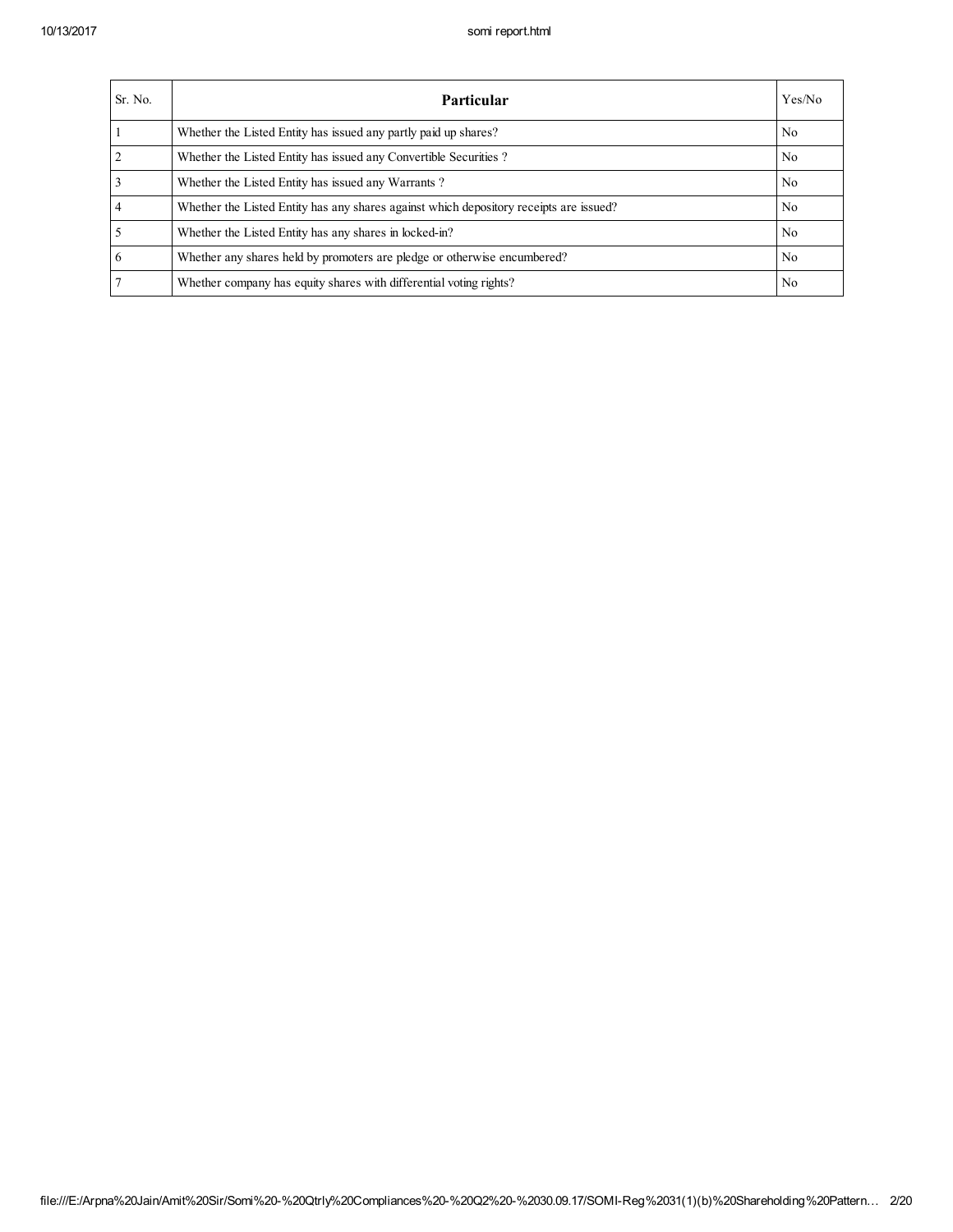| Sr. No. | Particular | Yes/No |
|---|---|---|
| 1 | Whether the Listed Entity has issued any partly paid up shares? | No |
| 2 | Whether the Listed Entity has issued any Convertible Securities ? | No |
| 3 | Whether the Listed Entity has issued any Warrants ? | No |
| 4 | Whether the Listed Entity has any shares against which depository receipts are issued? | No |
| 5 | Whether the Listed Entity has any shares in locked-in? | No |
| 6 | Whether any shares held by promoters are pledge or otherwise encumbered? | No |
| 7 | Whether company has equity shares with differential voting rights? | No |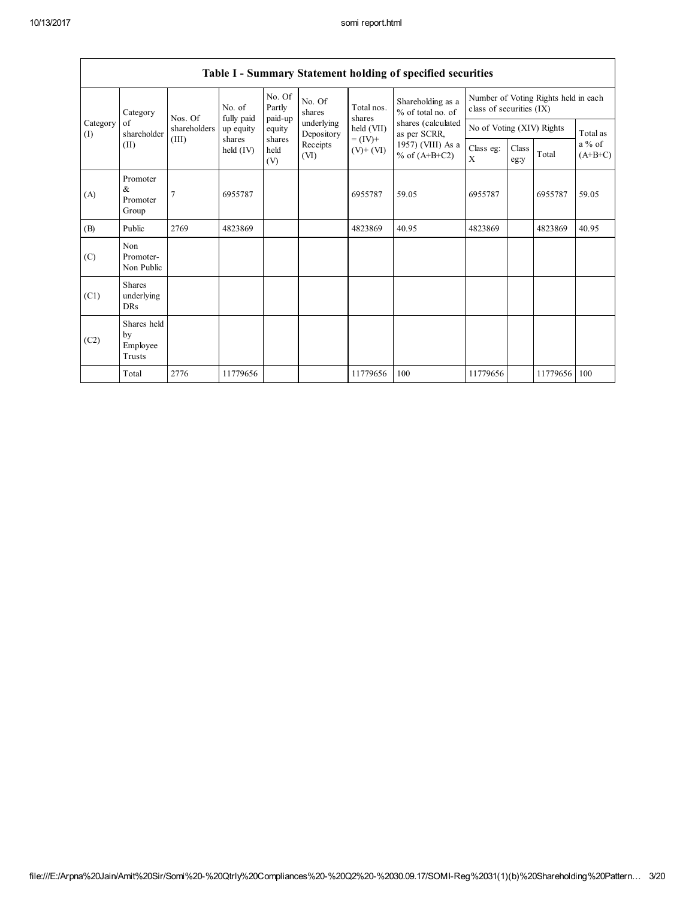## Table I - Summary Statement holding of specified securities

| Category (I) | Category of shareholder (II) | Nos. Of shareholders (III) | No. of fully paid up equity shares held (IV) | No. Of Partly paid-up equity shares held (V) | No. Of shares underlying Depository Receipts (VI) | Total nos. shares held (VII) = (IV)+ (V)+ (VI) | Shareholding as a % of total no. of shares (calculated as per SCRR, 1957) (VIII) As a % of (A+B+C2) | Number of Voting Rights held in each class of securities (IX) | | | |
|---|---|---|---|---|---|---|---|---|---|---|---|
| | | | | | | | | No of Voting (XIV) Rights | | | Total as a % of (A+B+C) |
| | | | | | | | | Class eg: X | Class eg:y | Total | |
| (A) | Promoter & Promoter Group | 7 | 6955787 | | | 6955787 | 59.05 | 6955787 | | 6955787 | 59.05 |
| (B) | Public | 2769 | 4823869 | | | 4823869 | 40.95 | 4823869 | | 4823869 | 40.95 |
| (C) | Non Promoter- Non Public | | | | | | | | | | |
| (C1) | Shares underlying DRs | | | | | | | | | | |
| (C2) | Shares held by Employee Trusts | | | | | | | | | | |
| | Total | 2776 | 11779656 | | | 11779656 | 100 | 11779656 | | 11779656 | 100 |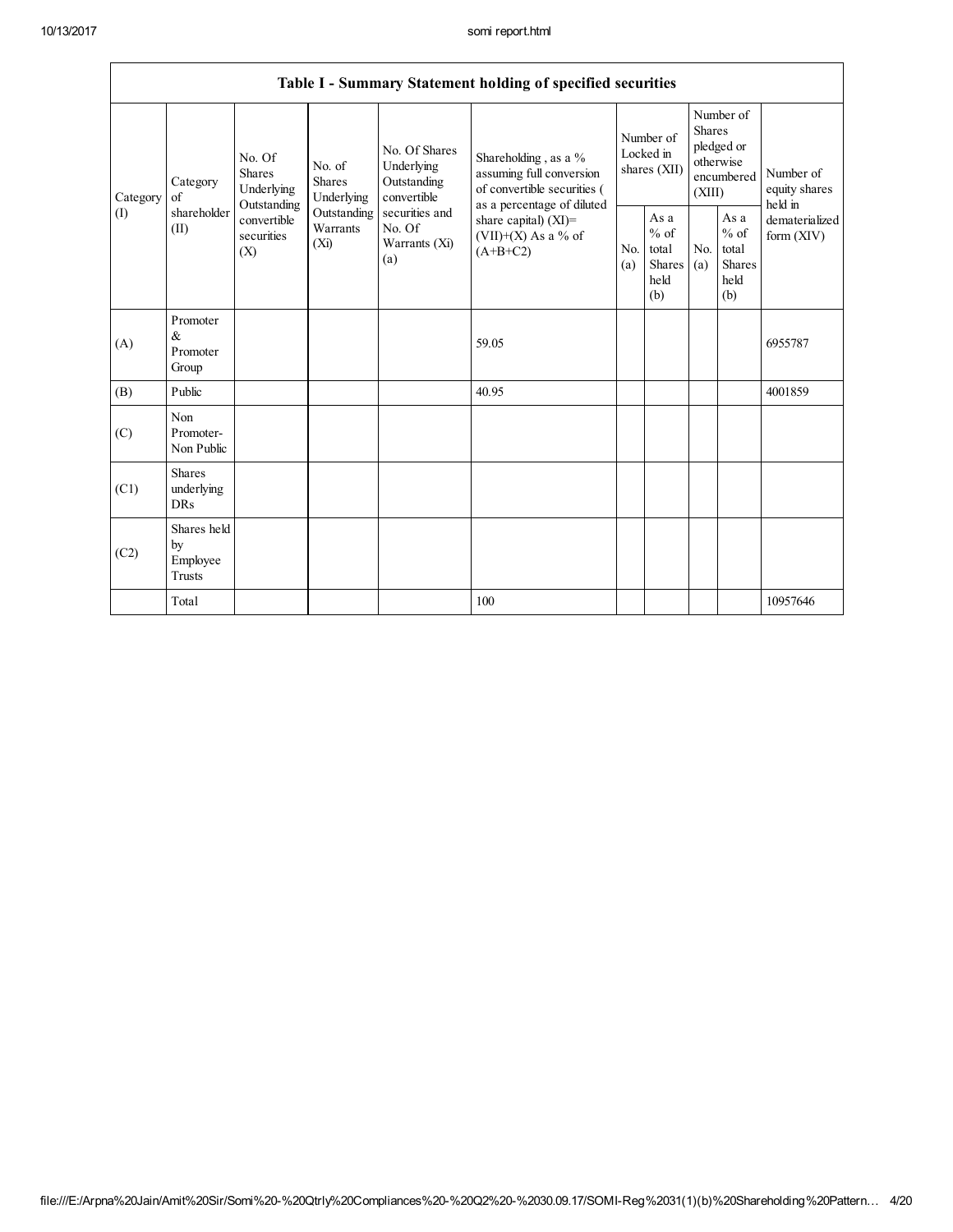| Table I - Summary Statement holding of specified securities | | | | | | | | | | | |
|---|---|---|---|---|---|---|---|---|---|---|---|
| Category (I) | Category of shareholder (II) | No. Of Shares Underlying Outstanding convertible securities (X) | No. of Shares Underlying Outstanding Warrants (Xi) | No. Of Shares Underlying Outstanding convertible securities and No. Of Warrants (Xi) (a) | Shareholding , as a % assuming full conversion of convertible securities ( as a percentage of diluted share capital) (XI)= (VII)+(X) As a % of (A+B+C2) | Number of Locked in shares (XII) | | Number of Shares pledged or otherwise encumbered (XIII) | | Number of equity shares held in dematerialized form (XIV) |
| | | | | | | No. (a) | As a % of total Shares held (b) | No. (a) | As a % of total Shares held (b) | |
| (A) | Promoter & Promoter Group | | | | 59.05 | | | | | 6955787 |
| (B) | Public | | | | 40.95 | | | | | 4001859 |
| (C) | Non Promoter- Non Public | | | | | | | | | |
| (C1) | Shares underlying DRs | | | | | | | | | |
| (C2) | Shares held by Employee Trusts | | | | | | | | | |
| | Total | | | | 100 | | | | | 10957646 |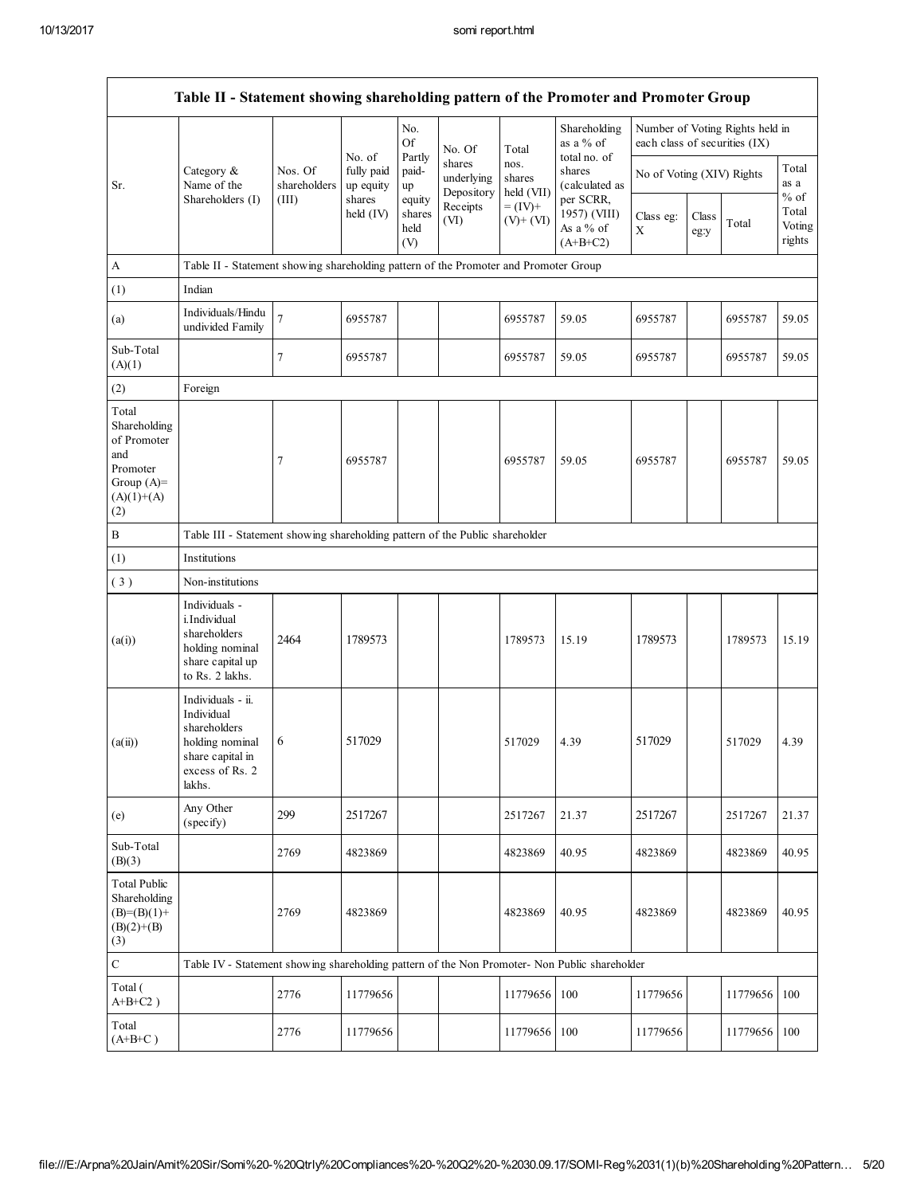| Table II - Statement showing shareholding pattern of the Promoter and Promoter Group | | | | | | | | | | | | |
|---|---|---|---|---|---|---|---|---|---|---|---|---|
| Sr. | Category & Name of the Shareholders (I) | Nos. Of shareholders (III) | No. of fully paid up equity shares held (IV) | No. Of Partly paid-up equity shares held (V) | No. Of shares underlying Depository Receipts (VI) | Total nos. shares held (VII) = (IV)+ (V)+ (VI) | Shareholding as a % of total no. of shares (calculated as per SCRR, 1957) (VIII) As a % of (A+B+C2) | Number of Voting Rights held in each class of securities (IX) | | | |
| | | | | | | | | No of Voting (XIV) Rights | | | Total as a % of Total Voting rights |
| | | | | | | | | Class eg: X | Class eg:y | Total | |
| A | Table II - Statement showing shareholding pattern of the Promoter and Promoter Group | | | | | | | | | | |
| (1) | Indian | | | | | | | | | | |
| (a) | Individuals/Hindu undivided Family | 7 | 6955787 | | | 6955787 | 59.05 | 6955787 | | 6955787 | 59.05 |
| Sub-Total (A)(1) | | 7 | 6955787 | | | 6955787 | 59.05 | 6955787 | | 6955787 | 59.05 |
| (2) | Foreign | | | | | | | | | | |
| Total Shareholding of Promoter and Promoter Group (A)=(A)(1)+(A)(2) | | 7 | 6955787 | | | 6955787 | 59.05 | 6955787 | | 6955787 | 59.05 |
| B | Table III - Statement showing shareholding pattern of the Public shareholder | | | | | | | | | | |
| (1) | Institutions | | | | | | | | | | |
| ( 3 ) | Non-institutions | | | | | | | | | | |
| (a(i)) | Individuals - i.Individual shareholders holding nominal share capital up to Rs. 2 lakhs. | 2464 | 1789573 | | | 1789573 | 15.19 | 1789573 | | 1789573 | 15.19 |
| (a(ii)) | Individuals - ii. Individual shareholders holding nominal share capital in excess of Rs. 2 lakhs. | 6 | 517029 | | | 517029 | 4.39 | 517029 | | 517029 | 4.39 |
| (e) | Any Other (specify) | 299 | 2517267 | | | 2517267 | 21.37 | 2517267 | | 2517267 | 21.37 |
| Sub-Total (B)(3) | | 2769 | 4823869 | | | 4823869 | 40.95 | 4823869 | | 4823869 | 40.95 |
| Total Public Shareholding (B)=(B)(1)+(B)(2)+(B)(3) | | 2769 | 4823869 | | | 4823869 | 40.95 | 4823869 | | 4823869 | 40.95 |
| C | Table IV - Statement showing shareholding pattern of the Non Promoter- Non Public shareholder | | | | | | | | | | |
| Total ( A+B+C2 ) | | 2776 | 11779656 | | | 11779656 | 100 | 11779656 | | 11779656 | 100 |
| Total (A+B+C ) | | 2776 | 11779656 | | | 11779656 | 100 | 11779656 | | 11779656 | 100 |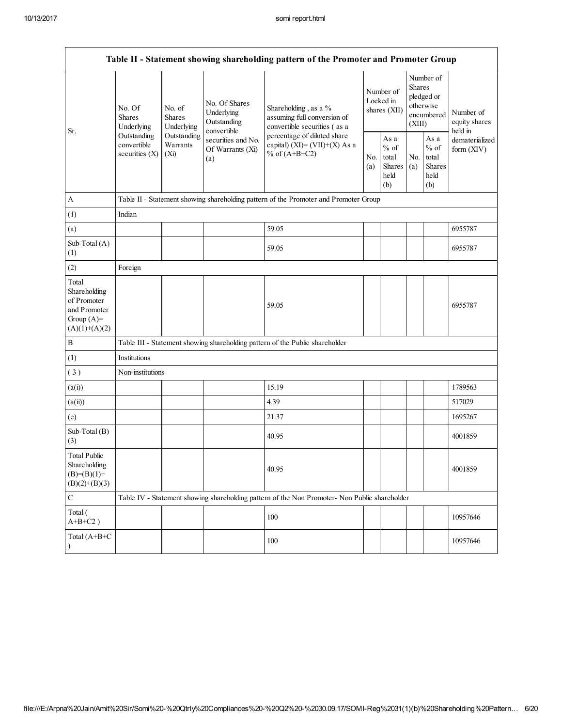| Table II - Statement showing shareholding pattern of the Promoter and Promoter Group | | | | | | | | | |
|---|---|---|---|---|---|---|---|---|---|
| Sr. | No. Of Shares Underlying Outstanding convertible securities (X) | No. of Shares Underlying Outstanding Warrants (Xi) | No. Of Shares Underlying Outstanding convertible securities and No. Of Warrants (Xi) (a) | Shareholding , as a % assuming full conversion of convertible securities ( as a percentage of diluted share capital) (XI)= (VII)+(X) As a % of (A+B+C2) | Number of Locked in shares (XII) | | Number of Shares pledged or otherwise encumbered (XIII) | | Number of equity shares held in dematerialized form (XIV) |
| | | | | | No. (a) | As a % of total Shares held (b) | No. (a) | As a % of total Shares held (b) | |
| A | Table II - Statement showing shareholding pattern of the Promoter and Promoter Group | | | | | | | | |
| (1) | Indian | | | | | | | | |
| (a) | | | | 59.05 | | | | | 6955787 |
| Sub-Total (A) (1) | | | | 59.05 | | | | | 6955787 |
| (2) | Foreign | | | | | | | | |
| Total Shareholding of Promoter and Promoter Group (A)= (A)(1)+(A)(2) | | | | 59.05 | | | | | 6955787 |
| B | Table III - Statement showing shareholding pattern of the Public shareholder | | | | | | | | |
| (1) | Institutions | | | | | | | | |
| ( 3 ) | Non-institutions | | | | | | | | |
| (a(i)) | | | | 15.19 | | | | | 1789563 |
| (a(ii)) | | | | 4.39 | | | | | 517029 |
| (e) | | | | 21.37 | | | | | 1695267 |
| Sub-Total (B) (3) | | | | 40.95 | | | | | 4001859 |
| Total Public Shareholding (B)=(B)(1)+ (B)(2)+(B)(3) | | | | 40.95 | | | | | 4001859 |
| C | Table IV - Statement showing shareholding pattern of the Non Promoter- Non Public shareholder | | | | | | | | |
| Total ( A+B+C2 ) | | | | 100 | | | | | 10957646 |
| Total (A+B+C ) | | | | 100 | | | | | 10957646 |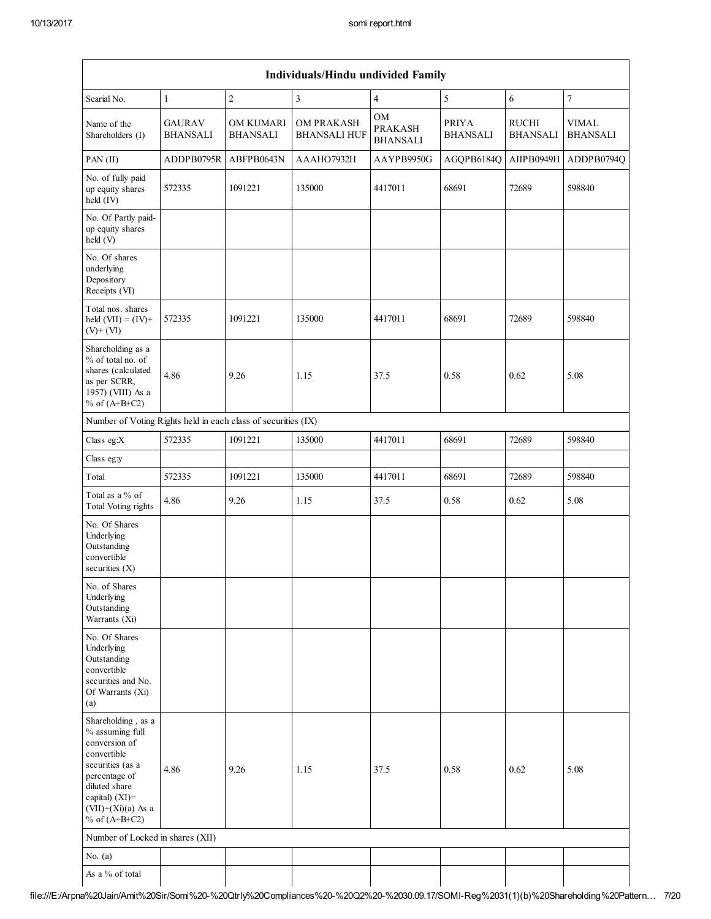| Individuals/Hindu undivided Family | | | | | | | |
|---|---|---|---|---|---|---|---|
| Searial No. | 1 | 2 | 3 | 4 | 5 | 6 | 7 |
| Name of the Shareholders (I) | GAURAV BHANSALI | OM KUMARI BHANSALI | OM PRAKASH BHANSALI HUF | OM PRAKASH BHANSALI | PRIYA BHANSALI | RUCHI BHANSALI | VIMAL BHANSALI |
| PAN (II) | ADDPB0795R | ABFPB0643N | AAAHO7932H | AAYPB9950G | AGQPB6184Q | AIIPB0949H | ADDPB0794Q |
| No. of fully paid up equity shares held (IV) | 572335 | 1091221 | 135000 | 4417011 | 68691 | 72689 | 598840 |
| No. Of Partly paid-up equity shares held (V) | | | | | | | |
| No. Of shares underlying Depository Receipts (VI) | | | | | | | |
| Total nos. shares held (VII) = (IV)+ (V)+ (VI) | 572335 | 1091221 | 135000 | 4417011 | 68691 | 72689 | 598840 |
| Shareholding as a % of total no. of shares (calculated as per SCRR, 1957) (VIII) As a % of (A+B+C2) | 4.86 | 9.26 | 1.15 | 37.5 | 0.58 | 0.62 | 5.08 |
| Number of Voting Rights held in each class of securities (IX) | | | | | | | |
| Class eg:X | 572335 | 1091221 | 135000 | 4417011 | 68691 | 72689 | 598840 |
| Class eg:y | | | | | | | |
| Total | 572335 | 1091221 | 135000 | 4417011 | 68691 | 72689 | 598840 |
| Total as a % of Total Voting rights | 4.86 | 9.26 | 1.15 | 37.5 | 0.58 | 0.62 | 5.08 |
| No. Of Shares Underlying Outstanding convertible securities (X) | | | | | | | |
| No. of Shares Underlying Outstanding Warrants (Xi) | | | | | | | |
| No. Of Shares Underlying Outstanding convertible securities and No. Of Warrants (Xi) (a) | | | | | | | |
| Shareholding , as a % assuming full conversion of convertible securities (as a percentage of diluted share capital) (XI)= (VII)+(Xi)(a) As a % of (A+B+C2) | 4.86 | 9.26 | 1.15 | 37.5 | 0.58 | 0.62 | 5.08 |
| Number of Locked in shares (XII) | | | | | | | |
| No. (a) | | | | | | | |
| As a % of total | | | | | | | |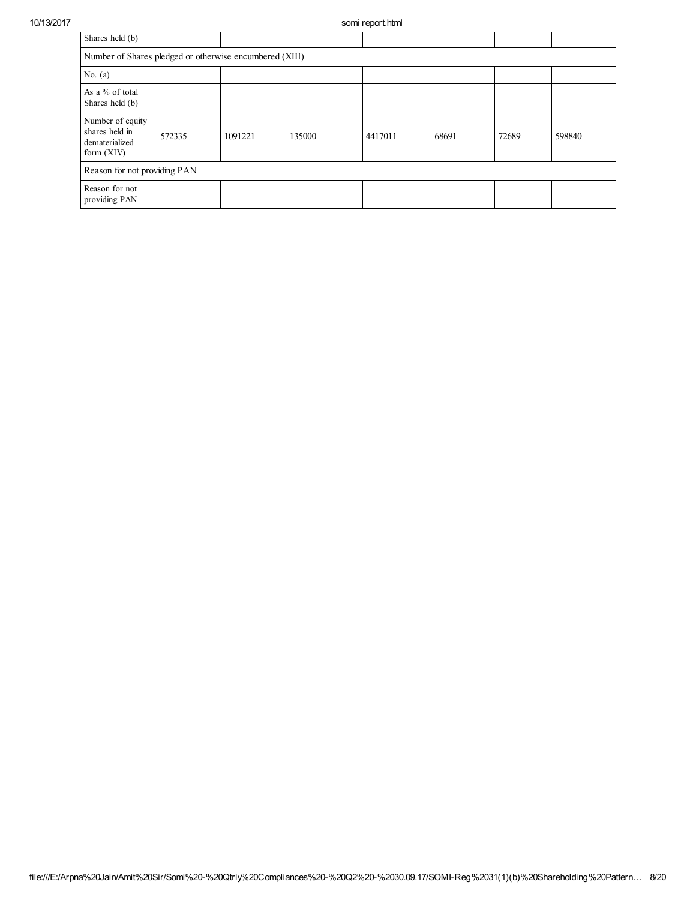| | | | | | | | |
|---|---|---|---|---|---|---|---|
| Shares held (b) | | | | | | | |
| Number of Shares pledged or otherwise encumbered (XIII) | | | | | | | |
| No. (a) | | | | | | | |
| As a % of total Shares held (b) | | | | | | | |
| Number of equity shares held in dematerialized form (XIV) | 572335 | 1091221 | 135000 | 4417011 | 68691 | 72689 | 598840 |
| Reason for not providing PAN | | | | | | | |
| Reason for not providing PAN | | | | | | | |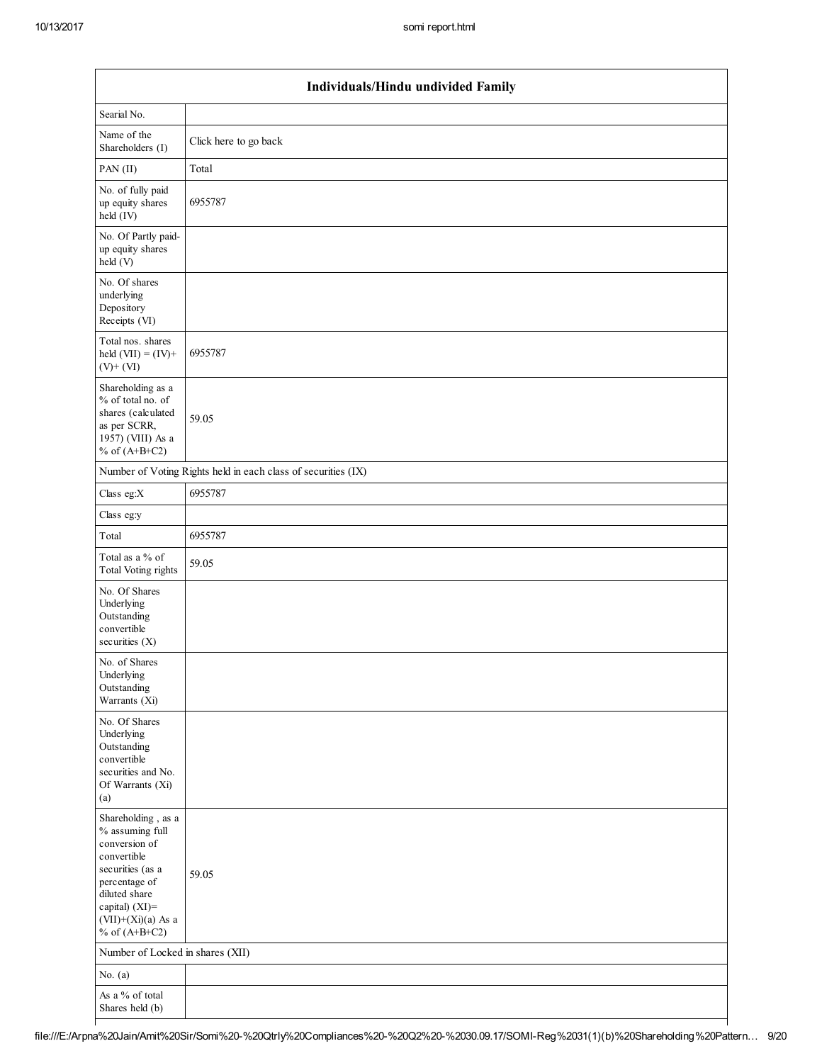| Individuals/Hindu undivided Family | |
|---|---|
| Searial No. | |
| Name of the Shareholders (I) | Click here to go back |
| PAN (II) | Total |
| No. of fully paid up equity shares held (IV) | 6955787 |
| No. Of Partly paid-up equity shares held (V) | |
| No. Of shares underlying Depository Receipts (VI) | |
| Total nos. shares held (VII) = (IV)+ (V)+ (VI) | 6955787 |
| Shareholding as a % of total no. of shares (calculated as per SCRR, 1957) (VIII) As a % of (A+B+C2) | 59.05 |
| Number of Voting Rights held in each class of securities (IX) | |
| Class eg:X | 6955787 |
| Class eg:y | |
| Total | 6955787 |
| Total as a % of Total Voting rights | 59.05 |
| No. Of Shares Underlying Outstanding convertible securities (X) | |
| No. of Shares Underlying Outstanding Warrants (Xi) | |
| No. Of Shares Underlying Outstanding convertible securities and No. Of Warrants (Xi) (a) | |
| Shareholding , as a % assuming full conversion of convertible securities (as a percentage of diluted share capital) (XI)= (VII)+(Xi)(a) As a % of (A+B+C2) | 59.05 |
| Number of Locked in shares (XII) | |
| No. (a) | |
| As a % of total Shares held (b) | |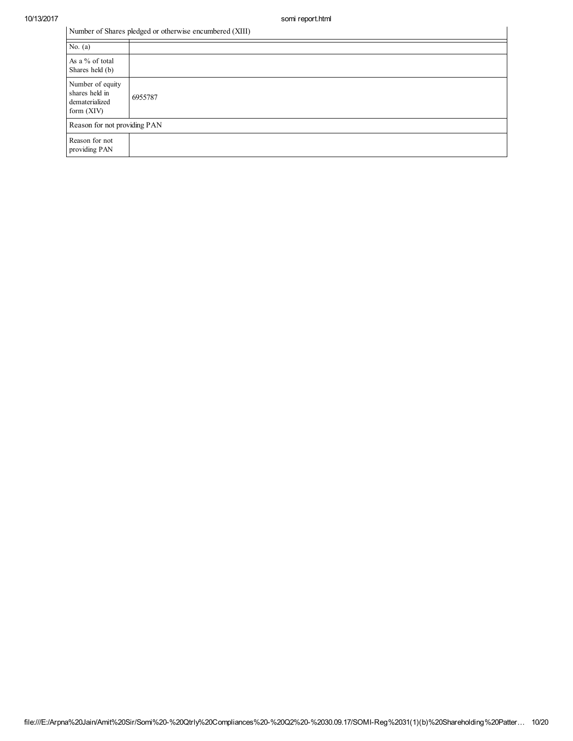| Number of Shares pledged or otherwise encumbered (XIII) | |
| --- | --- |
| No. (a) | |
| As a % of total Shares held (b) | |
| Number of equity shares held in dematerialized form (XIV) | 6955787 |
| Reason for not providing PAN | |
| Reason for not providing PAN | |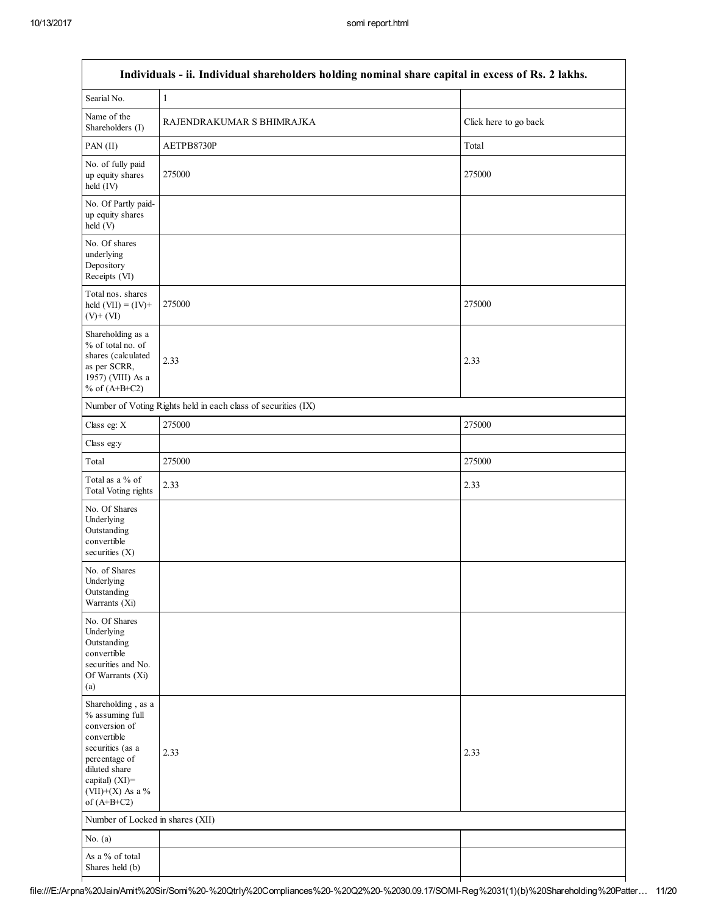| Individuals - ii. Individual shareholders holding nominal share capital in excess of Rs. 2 lakhs. | | |
|---|---|---|
| Searial No. | 1 | |
| Name of the Shareholders (I) | RAJENDRAKUMAR S BHIMRAJKA | Click here to go back |
| PAN (II) | AETPB8730P | Total |
| No. of fully paid up equity shares held (IV) | 275000 | 275000 |
| No. Of Partly paid-up equity shares held (V) | | |
| No. Of shares underlying Depository Receipts (VI) | | |
| Total nos. shares held (VII) = (IV)+ (V)+ (VI) | 275000 | 275000 |
| Shareholding as a % of total no. of shares (calculated as per SCRR, 1957) (VIII) As a % of (A+B+C2) | 2.33 | 2.33 |
| Number of Voting Rights held in each class of securities (IX) | | |
| Class eg: X | 275000 | 275000 |
| Class eg:y | | |
| Total | 275000 | 275000 |
| Total as a % of Total Voting rights | 2.33 | 2.33 |
| No. Of Shares Underlying Outstanding convertible securities (X) | | |
| No. of Shares Underlying Outstanding Warrants (Xi) | | |
| No. Of Shares Underlying Outstanding convertible securities and No. Of Warrants (Xi) (a) | | |
| Shareholding , as a % assuming full conversion of convertible securities (as a percentage of diluted share capital) (XI)= (VII)+(X) As a % of (A+B+C2) | 2.33 | 2.33 |
| Number of Locked in shares (XII) | | |
| No. (a) | | |
| As a % of total Shares held (b) | | |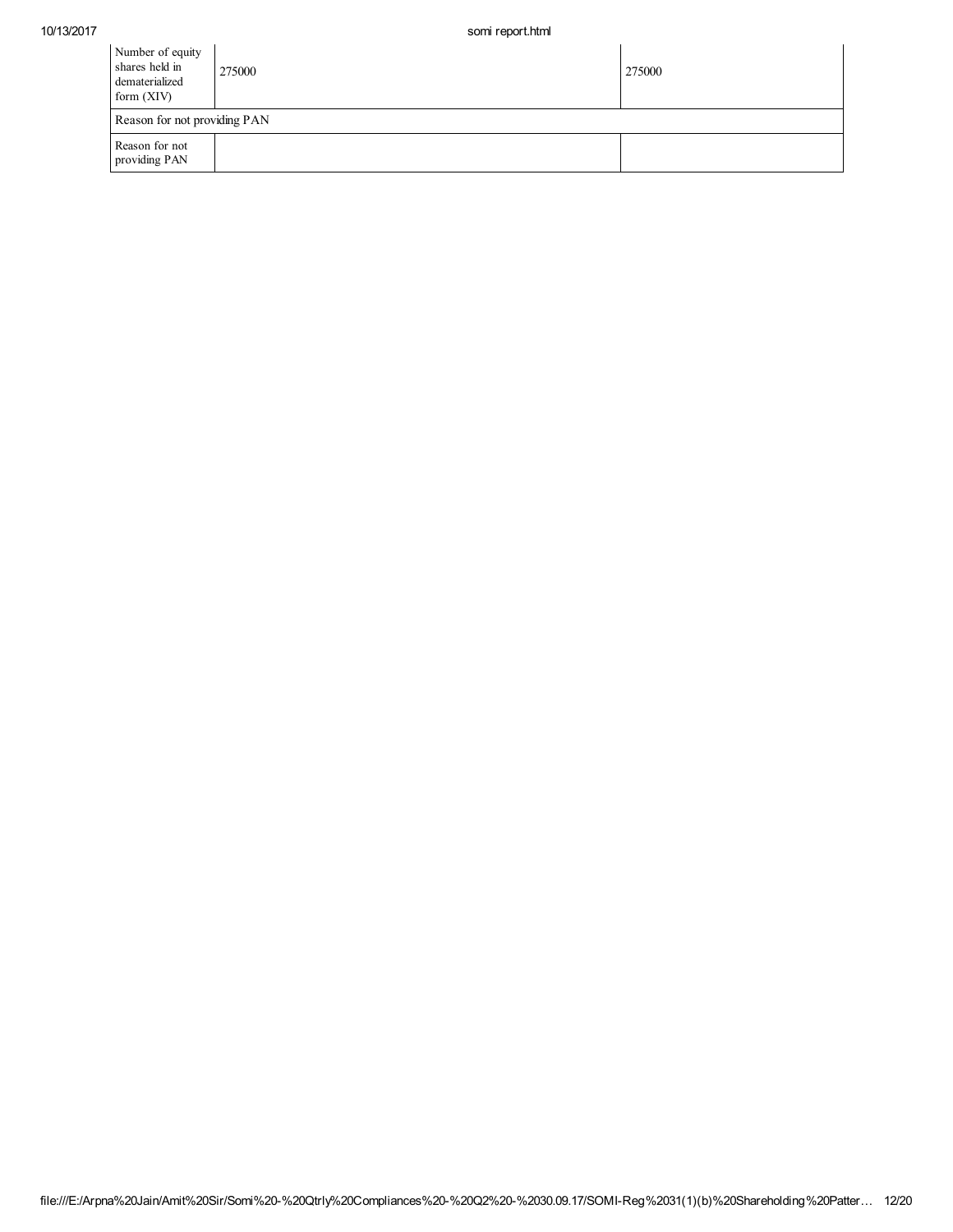| | | |
|---|---|---|
| Number of equity shares held in dematerialized form (XIV) | 275000 | 275000 |
| Reason for not providing PAN | | |
| Reason for not providing PAN | | |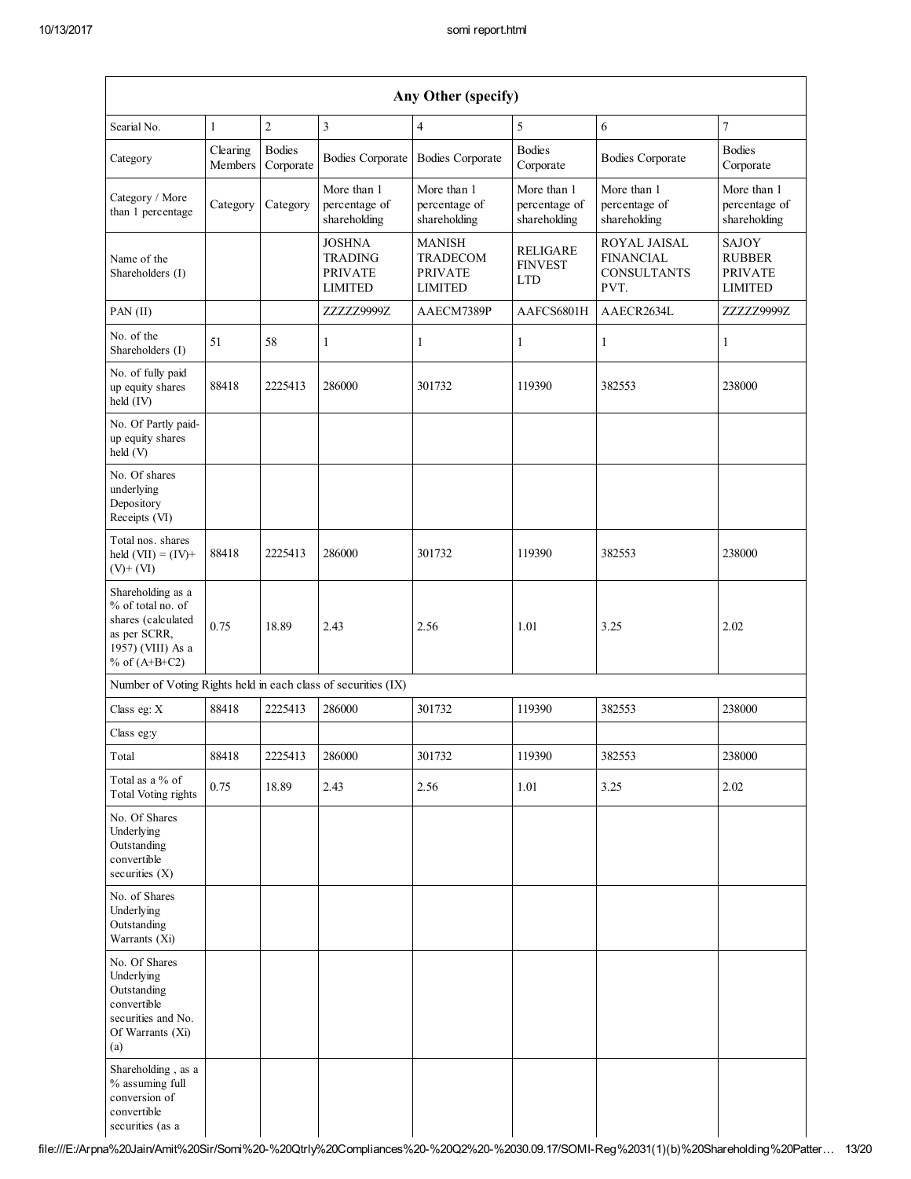| Any Other (specify) | | | | | | | |
|---|---|---|---|---|---|---|---|
| Searial No. | 1 | 2 | 3 | 4 | 5 | 6 | 7 |
| Category | Clearing Members | Bodies Corporate | Bodies Corporate | Bodies Corporate | Bodies Corporate | Bodies Corporate | Bodies Corporate |
| Category / More than 1 percentage | Category | Category | More than 1 percentage of shareholding | More than 1 percentage of shareholding | More than 1 percentage of shareholding | More than 1 percentage of shareholding | More than 1 percentage of shareholding |
| Name of the Shareholders (I) | | | JOSHNA TRADING PRIVATE LIMITED | MANISH TRADECOM PRIVATE LIMITED | RELIGARE FINVEST LTD | ROYAL JAISAL FINANCIAL CONSULTANTS PVT. | SAJOY RUBBER PRIVATE LIMITED |
| PAN (II) | | | ZZZZZ9999Z | AAECM7389P | AAFCS6801H | AAECR2634L | ZZZZZ9999Z |
| No. of the Shareholders (I) | 51 | 58 | 1 | 1 | 1 | 1 | 1 |
| No. of fully paid up equity shares held (IV) | 88418 | 2225413 | 286000 | 301732 | 119390 | 382553 | 238000 |
| No. Of Partly paid-up equity shares held (V) | | | | | | | |
| No. Of shares underlying Depository Receipts (VI) | | | | | | | |
| Total nos. shares held (VII) = (IV)+ (V)+ (VI) | 88418 | 2225413 | 286000 | 301732 | 119390 | 382553 | 238000 |
| Shareholding as a % of total no. of shares (calculated as per SCRR, 1957) (VIII) As a % of (A+B+C2) | 0.75 | 18.89 | 2.43 | 2.56 | 1.01 | 3.25 | 2.02 |
| Number of Voting Rights held in each class of securities (IX) | | | | | | | |
| Class eg: X | 88418 | 2225413 | 286000 | 301732 | 119390 | 382553 | 238000 |
| Class eg:y | | | | | | | |
| Total | 88418 | 2225413 | 286000 | 301732 | 119390 | 382553 | 238000 |
| Total as a % of Total Voting rights | 0.75 | 18.89 | 2.43 | 2.56 | 1.01 | 3.25 | 2.02 |
| No. Of Shares Underlying Outstanding convertible securities (X) | | | | | | | |
| No. of Shares Underlying Outstanding Warrants (Xi) | | | | | | | |
| No. Of Shares Underlying Outstanding convertible securities and No. Of Warrants (Xi) (a) | | | | | | | |
| Shareholding , as a % assuming full conversion of convertible securities (as a | | | | | | | |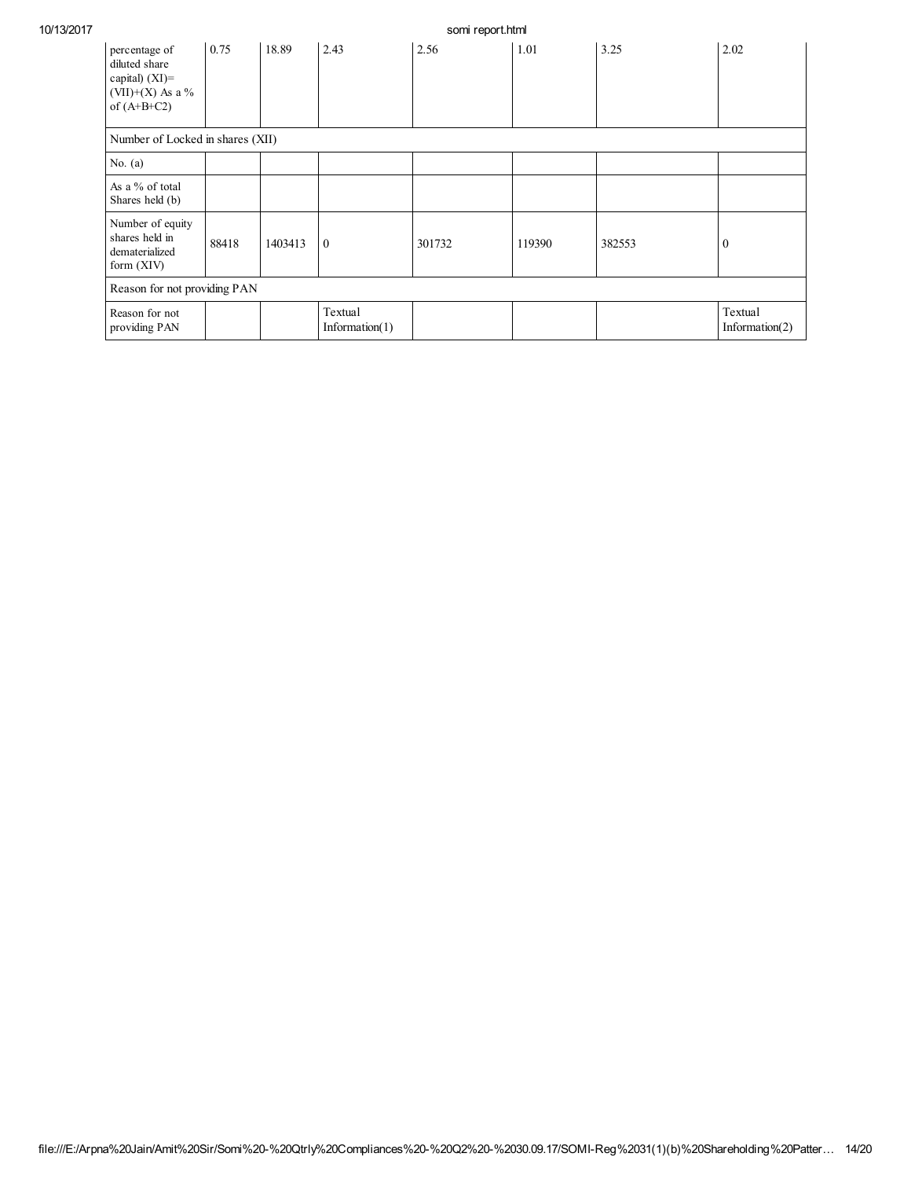| | | | | | | | |
|---|---|---|---|---|---|---|---|
| percentage of diluted share capital) (XI)= (VII)+(X) As a % of (A+B+C2) | 0.75 | 18.89 | 2.43 | 2.56 | 1.01 | 3.25 | 2.02 |
| Number of Locked in shares (XII) | | | | | | | |
| No. (a) | | | | | | | |
| As a % of total Shares held (b) | | | | | | | |
| Number of equity shares held in dematerialized form (XIV) | 88418 | 1403413 | 0 | 301732 | 119390 | 382553 | 0 |
| Reason for not providing PAN | | | | | | | |
| Reason for not providing PAN | | | Textual Information(1) | | | | Textual Information(2) |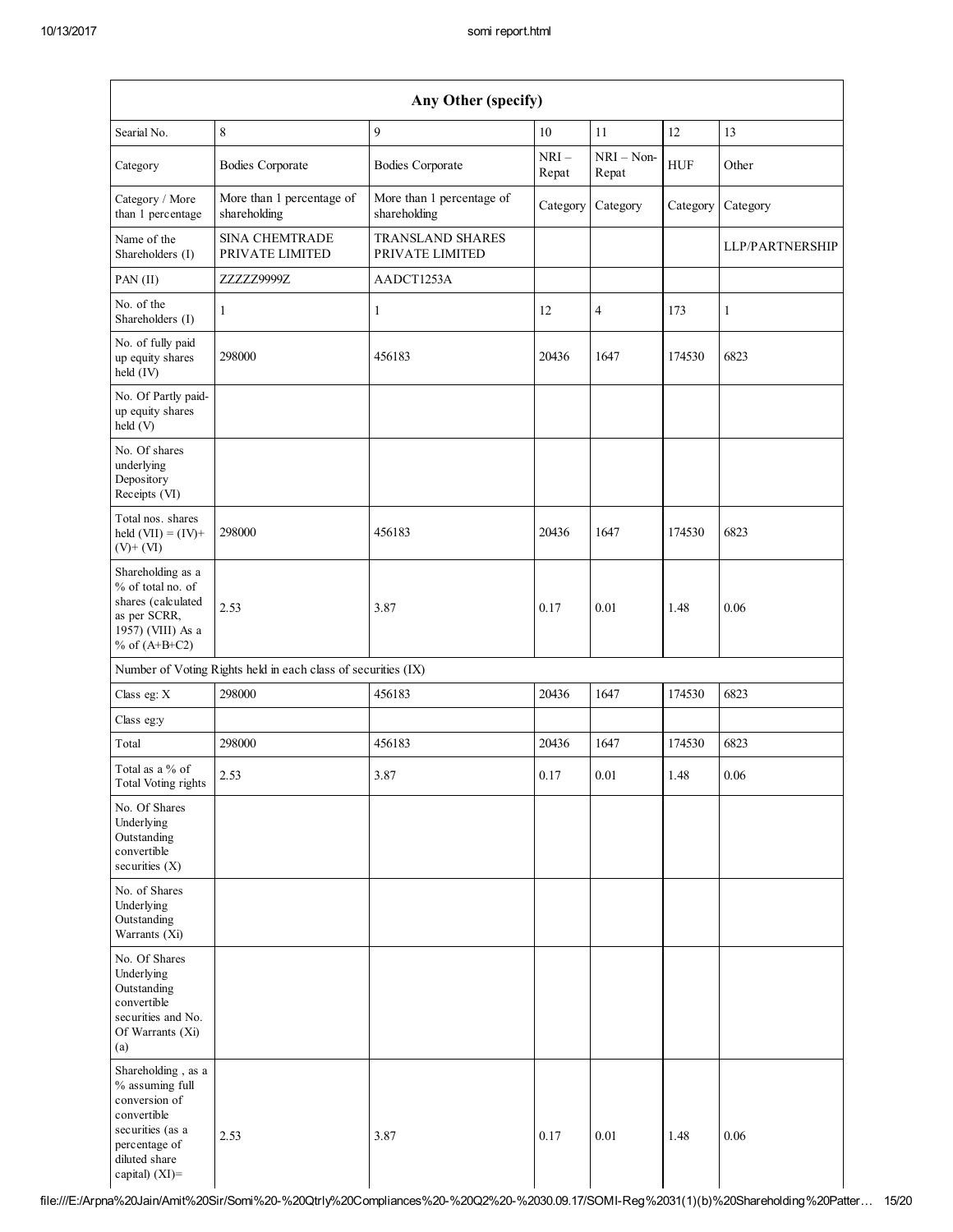| Any Other (specify) | | | | | | |
|---|---|---|---|---|---|---|
| Searial No. | 8 | 9 | 10 | 11 | 12 | 13 |
| Category | Bodies Corporate | Bodies Corporate | NRI – Repat | NRI – Non-Repat | HUF | Other |
| Category / More than 1 percentage | More than 1 percentage of shareholding | More than 1 percentage of shareholding | Category | Category | Category | Category |
| Name of the Shareholders (I) | SINA CHEMTRADE PRIVATE LIMITED | TRANSLAND SHARES PRIVATE LIMITED | | | | LLP/PARTNERSHIP |
| PAN (II) | ZZZZZ9999Z | AADCT1253A | | | | |
| No. of the Shareholders (I) | 1 | 1 | 12 | 4 | 173 | 1 |
| No. of fully paid up equity shares held (IV) | 298000 | 456183 | 20436 | 1647 | 174530 | 6823 |
| No. Of Partly paid-up equity shares held (V) | | | | | | |
| No. Of shares underlying Depository Receipts (VI) | | | | | | |
| Total nos. shares held (VII) = (IV)+ (V)+ (VI) | 298000 | 456183 | 20436 | 1647 | 174530 | 6823 |
| Shareholding as a % of total no. of shares (calculated as per SCRR, 1957) (VIII) As a % of (A+B+C2) | 2.53 | 3.87 | 0.17 | 0.01 | 1.48 | 0.06 |
| Number of Voting Rights held in each class of securities (IX) | | | | | | |
| Class eg: X | 298000 | 456183 | 20436 | 1647 | 174530 | 6823 |
| Class eg:y | | | | | | |
| Total | 298000 | 456183 | 20436 | 1647 | 174530 | 6823 |
| Total as a % of Total Voting rights | 2.53 | 3.87 | 0.17 | 0.01 | 1.48 | 0.06 |
| No. Of Shares Underlying Outstanding convertible securities (X) | | | | | | |
| No. of Shares Underlying Outstanding Warrants (Xi) | | | | | | |
| No. Of Shares Underlying Outstanding convertible securities and No. Of Warrants (Xi) (a) | | | | | | |
| Shareholding , as a % assuming full conversion of convertible securities (as a percentage of diluted share capital) (XI)= | 2.53 | 3.87 | 0.17 | 0.01 | 1.48 | 0.06 |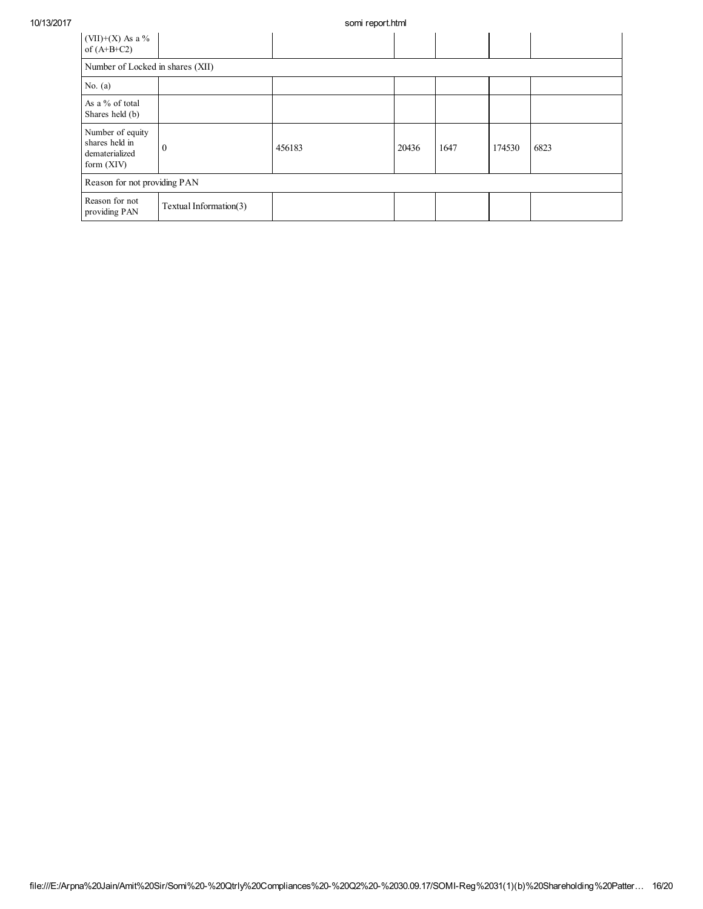| | | | | | | |
|---|---|---|---|---|---|---|
| (VII)+(X) As a % of (A+B+C2) | | | | | | |
| Number of Locked in shares (XII) | | | | | | |
| No. (a) | | | | | | |
| As a % of total Shares held (b) | | | | | | |
| Number of equity shares held in dematerialized form (XIV) | 0 | 456183 | 20436 | 1647 | 174530 | 6823 |
| Reason for not providing PAN | | | | | | |
| Reason for not providing PAN | Textual Information(3) | | | | | |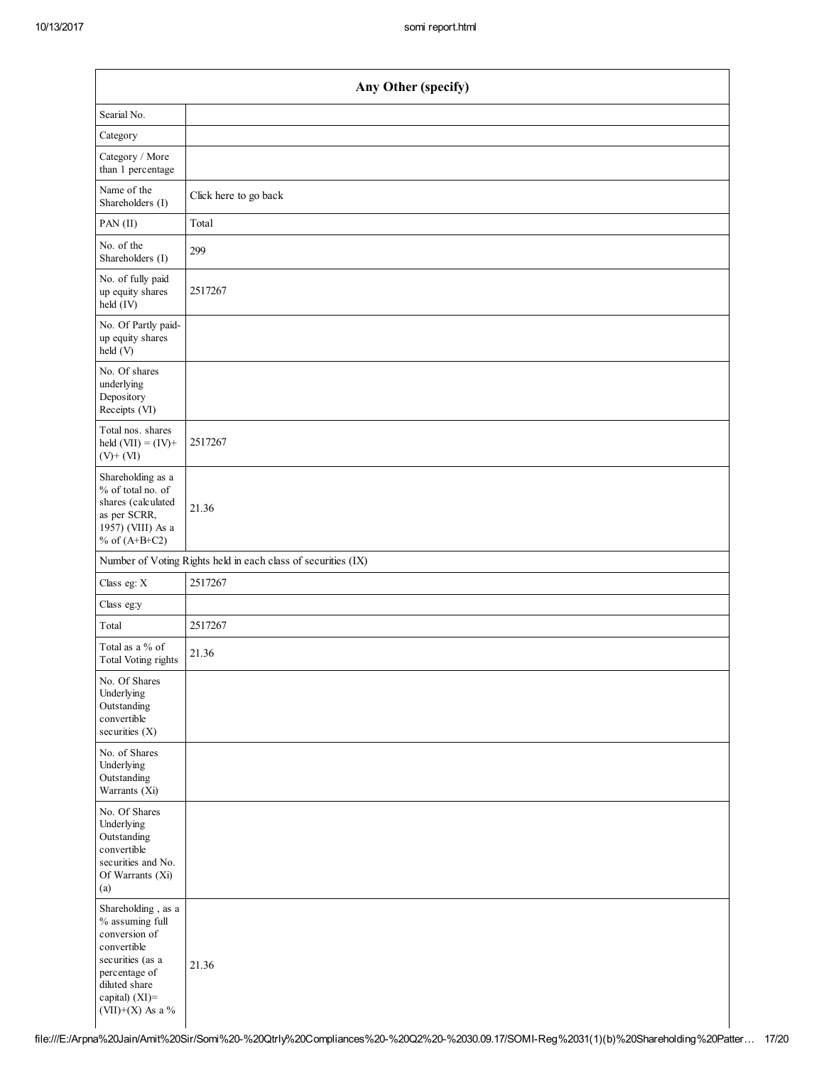| Any Other (specify) | |
|---|---|
| Searial No. | |
| Category | |
| Category / More than 1 percentage | |
| Name of the Shareholders (I) | Click here to go back |
| PAN (II) | Total |
| No. of the Shareholders (I) | 299 |
| No. of fully paid up equity shares held (IV) | 2517267 |
| No. Of Partly paid-up equity shares held (V) | |
| No. Of shares underlying Depository Receipts (VI) | |
| Total nos. shares held (VII) = (IV)+ (V)+ (VI) | 2517267 |
| Shareholding as a % of total no. of shares (calculated as per SCRR, 1957) (VIII) As a % of (A+B+C2) | 21.36 |
| Number of Voting Rights held in each class of securities (IX) | |
| Class eg: X | 2517267 |
| Class eg:y | |
| Total | 2517267 |
| Total as a % of Total Voting rights | 21.36 |
| No. Of Shares Underlying Outstanding convertible securities (X) | |
| No. of Shares Underlying Outstanding Warrants (Xi) | |
| No. Of Shares Underlying Outstanding convertible securities and No. Of Warrants (Xi) (a) | |
| Shareholding , as a % assuming full conversion of convertible securities (as a percentage of diluted share capital) (XI)= (VII)+(X) As a % | 21.36 |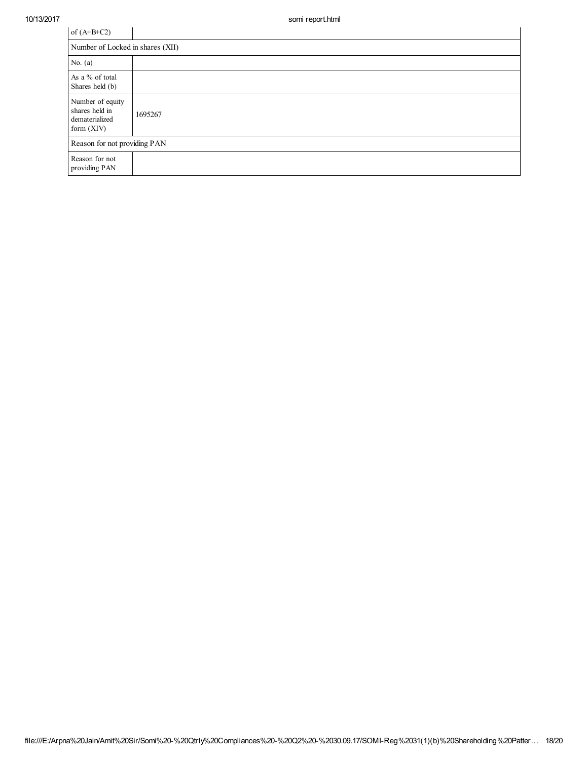| | |
|---|---|
| of (A+B+C2) | |
| Number of Locked in shares (XII) | |
| No. (a) | |
| As a % of total Shares held (b) | |
| Number of equity shares held in dematerialized form (XIV) | 1695267 |
| Reason for not providing PAN | |
| Reason for not providing PAN | |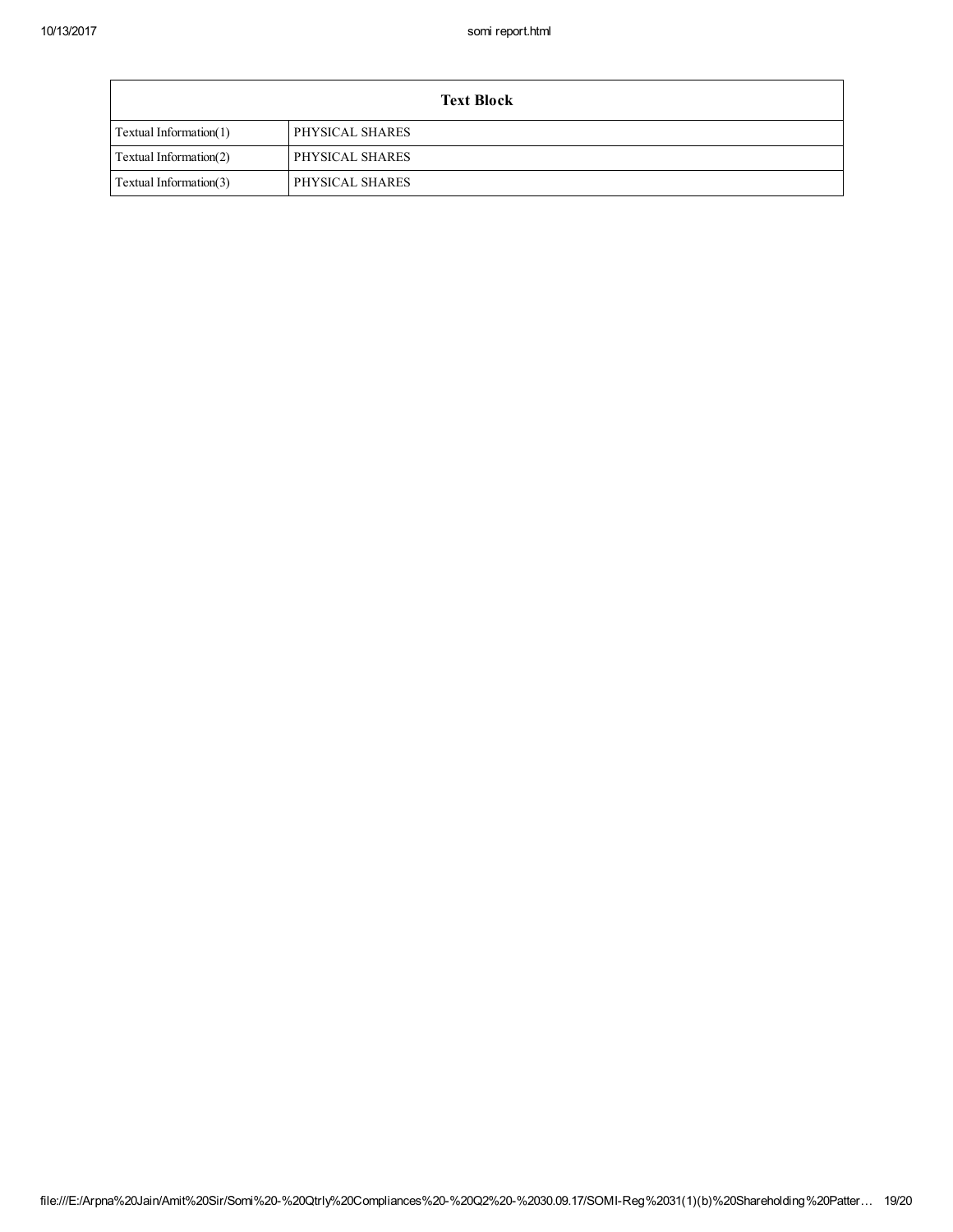| Text Block | |
|---|---|
| Textual Information(1) | PHYSICAL SHARES |
| Textual Information(2) | PHYSICAL SHARES |
| Textual Information(3) | PHYSICAL SHARES |